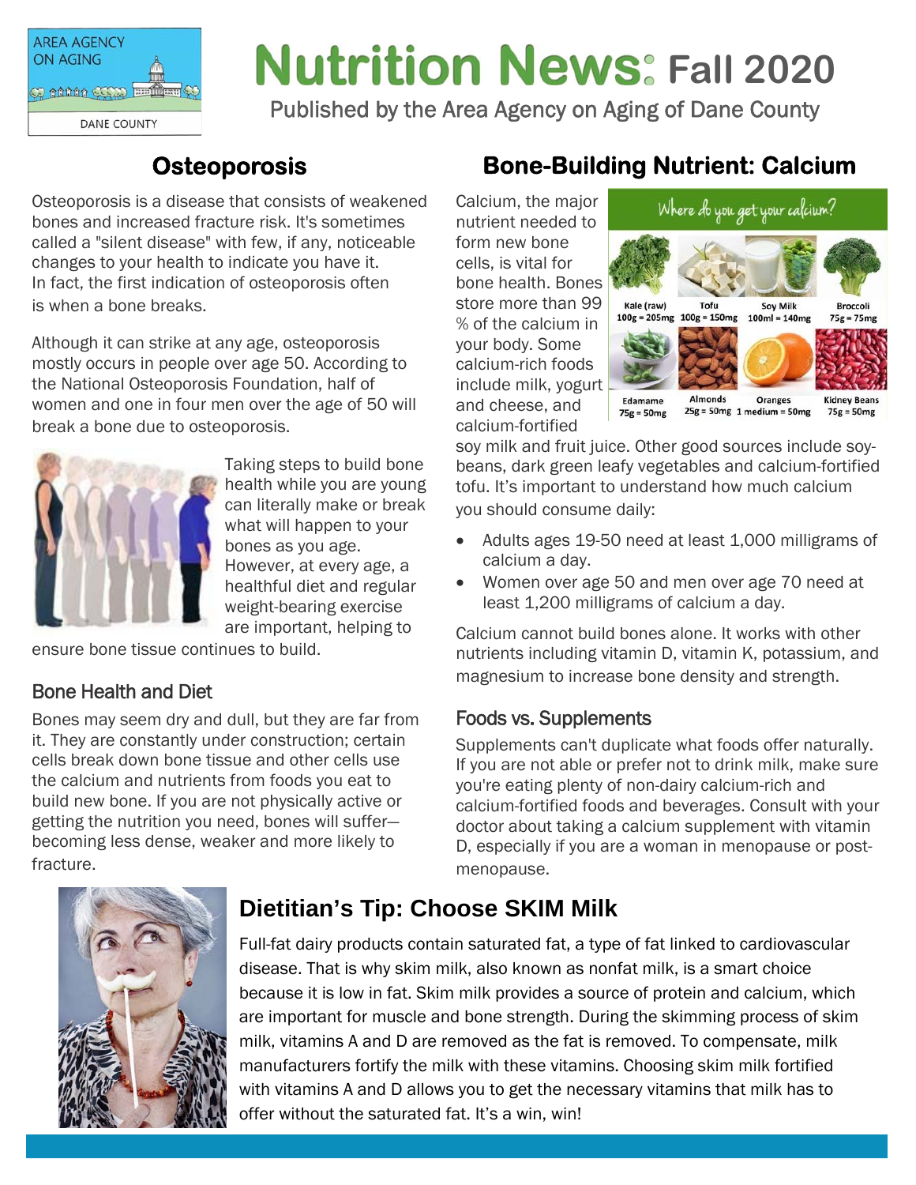# Nutrition News: Fall 2020

Published by the Area Agency on Aging of Dane County

## Osteoporosis

Osteoporosis is a disease that consists of weakened bones and increased fracture risk. It's sometimes called a "silent disease" with few, if any, noticeable changes to your health to indicate you have it. In fact, the first indication of osteoporosis often is when a bone breaks.

Although it can strike at any age, osteoporosis mostly occurs in people over age 50. According to the National Osteoporosis Foundation, half of women and one in four men over the age of 50 will break a bone due to osteoporosis.

Taking steps to build bone health while you are young can literally make or break what will happen to your bones as you age. However, at every age, a healthful diet and regular weight-bearing exercise are important, helping to ensure bone tissue continues to build.

### Bone Health and Diet

Bones may seem dry and dull, but they are far from it. They are constantly under construction; certain cells break down bone tissue and other cells use the calcium and nutrients from foods you eat to build new bone. If you are not physically active or getting the nutrition you need, bones will suffer—becoming less dense, weaker and more likely to fracture.

## Bone-Building Nutrient: Calcium

Calcium, the major nutrient needed to form new bone cells, is vital for bone health. Bones store more than 99 % of the calcium in your body. Some calcium-rich foods include milk, yogurt and cheese, and calcium-fortified soy milk and fruit juice. Other good sources include soybeans, dark green leafy vegetables and calcium-fortified tofu. It's important to understand how much calcium you should consume daily:

Where do you get your calcium?

| Food | Amount |
|---|---|
| Kale (raw) | 100g = 205mg |
| Tofu | 100g = 150mg |
| Soy Milk | 100ml = 140mg |
| Broccoli | 75g = 75mg |
| Edamame | 75g = 50mg |
| Almonds | 25g = 50mg |
| Oranges | 1 medium = 50mg |
| Kidney Beans | 75g = 50mg |

- Adults ages 19-50 need at least 1,000 milligrams of calcium a day.
- Women over age 50 and men over age 70 need at least 1,200 milligrams of calcium a day.

Calcium cannot build bones alone. It works with other nutrients including vitamin D, vitamin K, potassium, and magnesium to increase bone density and strength.

### Foods vs. Supplements

Supplements can't duplicate what foods offer naturally. If you are not able or prefer not to drink milk, make sure you're eating plenty of non-dairy calcium-rich and calcium-fortified foods and beverages. Consult with your doctor about taking a calcium supplement with vitamin D, especially if you are a woman in menopause or post-menopause.

## Dietitian's Tip: Choose SKIM Milk

Full-fat dairy products contain saturated fat, a type of fat linked to cardiovascular disease. That is why skim milk, also known as nonfat milk, is a smart choice because it is low in fat. Skim milk provides a source of protein and calcium, which are important for muscle and bone strength. During the skimming process of skim milk, vitamins A and D are removed as the fat is removed. To compensate, milk manufacturers fortify the milk with these vitamins. Choosing skim milk fortified with vitamins A and D allows you to get the necessary vitamins that milk has to offer without the saturated fat. It's a win, win!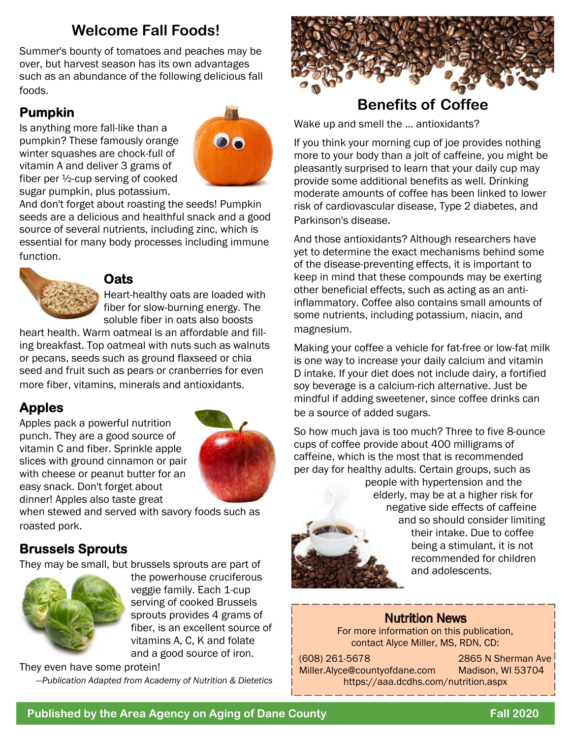# Welcome Fall Foods!

Summer's bounty of tomatoes and peaches may be over, but harvest season has its own advantages such as an abundance of the following delicious fall foods.

## Pumpkin

Is anything more fall-like than a pumpkin? These famously orange winter squashes are chock-full of vitamin A and deliver 3 grams of fiber per ½-cup serving of cooked sugar pumpkin, plus potassium. And don't forget about roasting the seeds! Pumpkin seeds are a delicious and healthful snack and a good source of several nutrients, including zinc, which is essential for many body processes including immune function.

## Oats

Heart-healthy oats are loaded with fiber for slow-burning energy. The soluble fiber in oats also boosts heart health. Warm oatmeal is an affordable and filling breakfast. Top oatmeal with nuts such as walnuts or pecans, seeds such as ground flaxseed or chia seed and fruit such as pears or cranberries for even more fiber, vitamins, minerals and antioxidants.

## Apples

Apples pack a powerful nutrition punch. They are a good source of vitamin C and fiber. Sprinkle apple slices with ground cinnamon or pair with cheese or peanut butter for an easy snack. Don't forget about dinner! Apples also taste great when stewed and served with savory foods such as roasted pork.

## Brussels Sprouts

They may be small, but brussels sprouts are part of the powerhouse cruciferous veggie family. Each 1-cup serving of cooked Brussels sprouts provides 4 grams of fiber, is an excellent source of vitamins A, C, K and folate and a good source of iron. They even have some protein!

*—Publication Adapted from Academy of Nutrition & Dietetics*

# Benefits of Coffee

Wake up and smell the ... antioxidants?

If you think your morning cup of joe provides nothing more to your body than a jolt of caffeine, you might be pleasantly surprised to learn that your daily cup may provide some additional benefits as well. Drinking moderate amounts of coffee has been linked to lower risk of cardiovascular disease, Type 2 diabetes, and Parkinson's disease.

And those antioxidants? Although researchers have yet to determine the exact mechanisms behind some of the disease-preventing effects, it is important to keep in mind that these compounds may be exerting other beneficial effects, such as acting as an anti-inflammatory. Coffee also contains small amounts of some nutrients, including potassium, niacin, and magnesium.

Making your coffee a vehicle for fat-free or low-fat milk is one way to increase your daily calcium and vitamin D intake. If your diet does not include dairy, a fortified soy beverage is a calcium-rich alternative. Just be mindful if adding sweetener, since coffee drinks can be a source of added sugars.

So how much java is too much? Three to five 8-ounce cups of coffee provide about 400 milligrams of caffeine, which is the most that is recommended per day for healthy adults. Certain groups, such as people with hypertension and the elderly, may be at a higher risk for negative side effects of caffeine and so should consider limiting their intake. Due to coffee being a stimulant, it is not recommended for children and adolescents.

**Nutrition News**

For more information on this publication, contact Alyce Miller, MS, RDN, CD:

(608) 261-5678
Miller.Alyce@countyofdane.com
2865 N Sherman Ave
Madison, WI 53704
https://aaa.dcdhs.com/nutrition.aspx

**Published by the Area Agency on Aging of Dane County** **Fall 2020**